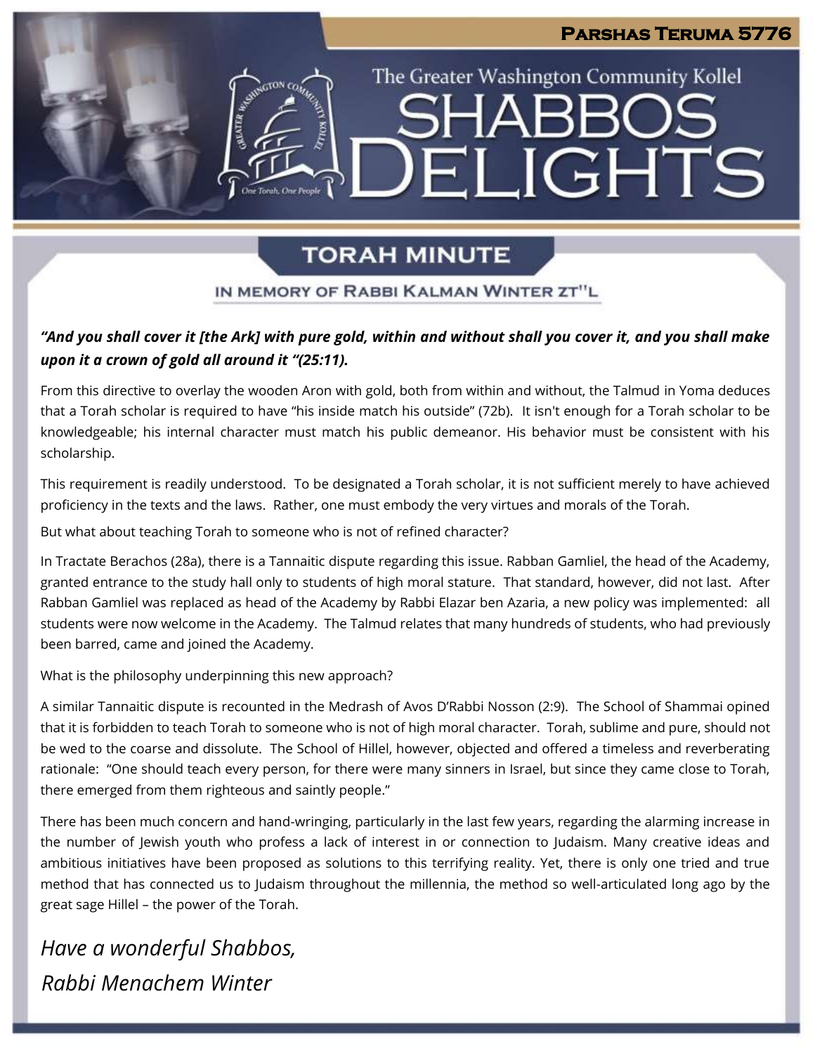Parshas Teruma 5776

The Greater Washington Community Kollel

# Shabbos Delights

## Torah Minute

### In Memory of Rabbi Kalman Winter zt"l

***"And you shall cover it [the Ark] with pure gold, within and without shall you cover it, and you shall make upon it a crown of gold all around it "(25:11).***

From this directive to overlay the wooden Aron with gold, both from within and without, the Talmud in Yoma deduces that a Torah scholar is required to have "his inside match his outside" (72b). It isn't enough for a Torah scholar to be knowledgeable; his internal character must match his public demeanor. His behavior must be consistent with his scholarship.

This requirement is readily understood. To be designated a Torah scholar, it is not sufficient merely to have achieved proficiency in the texts and the laws. Rather, one must embody the very virtues and morals of the Torah.

But what about teaching Torah to someone who is not of refined character?

In Tractate Berachos (28a), there is a Tannaitic dispute regarding this issue. Rabban Gamliel, the head of the Academy, granted entrance to the study hall only to students of high moral stature. That standard, however, did not last. After Rabban Gamliel was replaced as head of the Academy by Rabbi Elazar ben Azaria, a new policy was implemented: all students were now welcome in the Academy. The Talmud relates that many hundreds of students, who had previously been barred, came and joined the Academy.

What is the philosophy underpinning this new approach?

A similar Tannaitic dispute is recounted in the Medrash of Avos D'Rabbi Nosson (2:9). The School of Shammai opined that it is forbidden to teach Torah to someone who is not of high moral character. Torah, sublime and pure, should not be wed to the coarse and dissolute. The School of Hillel, however, objected and offered a timeless and reverberating rationale: "One should teach every person, for there were many sinners in Israel, but since they came close to Torah, there emerged from them righteous and saintly people."

There has been much concern and hand-wringing, particularly in the last few years, regarding the alarming increase in the number of Jewish youth who profess a lack of interest in or connection to Judaism. Many creative ideas and ambitious initiatives have been proposed as solutions to this terrifying reality. Yet, there is only one tried and true method that has connected us to Judaism throughout the millennia, the method so well-articulated long ago by the great sage Hillel – the power of the Torah.

*Have a wonderful Shabbos,*

*Rabbi Menachem Winter*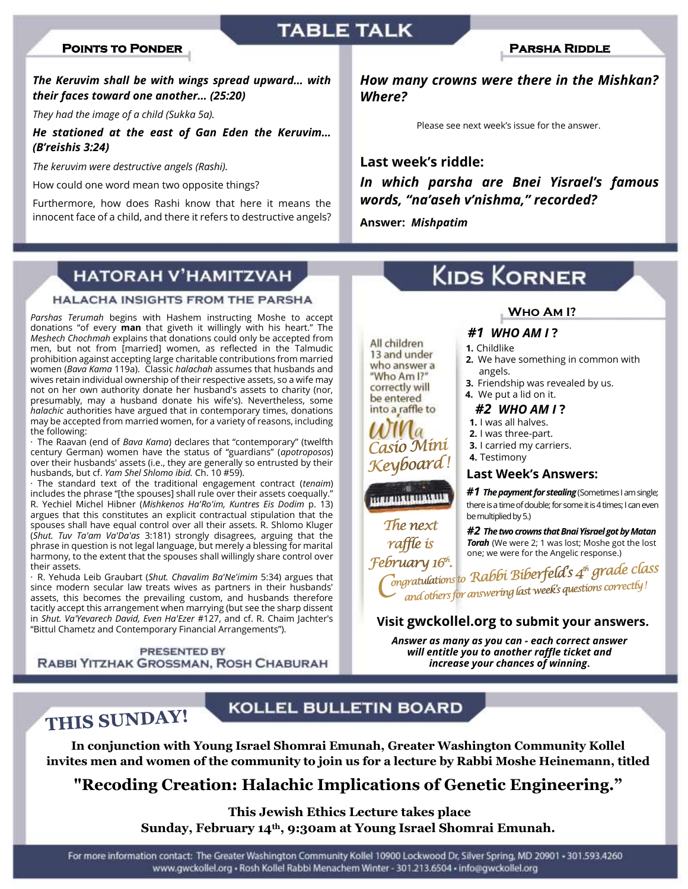# TABLE TALK

## Points to Ponder

***The Keruvim shall be with wings spread upward... with their faces toward one another... (25:20)***

*They had the image of a child (Sukka 5a).*

***He stationed at the east of Gan Eden the Keruvim... (B'reishis 3:24)***

*The keruvim were destructive angels (Rashi).*

How could one word mean two opposite things?

Furthermore, how does Rashi know that here it means the innocent face of a child, and there it refers to destructive angels?

## Parsha Riddle

***How many crowns were there in the Mishkan? Where?***

Please see next week's issue for the answer.

**Last week's riddle:**

***In which parsha are Bnei Yisrael's famous words, "na'aseh v'nishma," recorded?***

**Answer:** ***Mishpatim***

# HATORAH V'HAMITZVAH

## HALACHA INSIGHTS FROM THE PARSHA

*Parshas Terumah* begins with Hashem instructing Moshe to accept donations "of every **man** that giveth it willingly with his heart." The *Meshech Chochmah* explains that donations could only be accepted from men, but not from [married] women, as reflected in the Talmudic prohibition against accepting large charitable contributions from married women (*Bava Kama* 119a). Classic *halachah* assumes that husbands and wives retain individual ownership of their respective assets, so a wife may not on her own authority donate her husband's assets to charity (nor, presumably, may a husband donate his wife's). Nevertheless, some *halachic* authorities have argued that in contemporary times, donations may be accepted from married women, for a variety of reasons, including the following:

· The Raavan (end of *Bava Kama*) declares that "contemporary" (twelfth century German) women have the status of "guardians" (*apotroposos*) over their husbands' assets (i.e., they are generally so entrusted by their husbands, but cf. *Yam Shel Shlomo ibid.* Ch. 10 #59).

· The standard text of the traditional engagement contract (*tenaim*) includes the phrase "[the spouses] shall rule over their assets coequally." R. Yechiel Michel Hibner (*Mishkenos Ha'Ro'im, Kuntres Eis Dodim* p. 13) argues that this constitutes an explicit contractual stipulation that the spouses shall have equal control over all their assets. R. Shlomo Kluger (*Shut. Tuv Ta'am Va'Da'as* 3:181) strongly disagrees, arguing that the phrase in question is not legal language, but merely a blessing for marital harmony, to the extent that the spouses shall willingly share control over their assets.

· R. Yehuda Leib Graubart (*Shut. Chavalim Ba'Ne'imim* 5:34) argues that since modern secular law treats wives as partners in their husbands' assets, this becomes the prevailing custom, and husbands therefore tacitly accept this arrangement when marrying (but see the sharp dissent in *Shut. Va'Yevarech David, Even Ha'Ezer* #127, and cf. R. Chaim Jachter's "Bittul Chametz and Contemporary Financial Arrangements").

PRESENTED BY
RABBI YITZHAK GROSSMAN, ROSH CHABURAH

# KIDS KORNER

All children 13 and under who answer a "Who Am I?" correctly will be entered into a raffle to *Win a Casio Mini Keyboard!*

*The next raffle is February 16th.*

## Who Am I?

### #1 WHO AM I ?

1. Childlike
2. We have something in common with angels.
3. Friendship was revealed by us.
4. We put a lid on it.

### #2 WHO AM I ?

1. I was all halves.
2. I was three-part.
3. I carried my carriers.
4. Testimony

### Last Week's Answers:

***#1 The payment for stealing*** (Sometimes I am single; there is a time of double; for some it is 4 times; I can even be multiplied by 5.)

***#2 The two crowns that Bnai Yisrael got by Matan Torah*** (We were 2; 1 was lost; Moshe got the lost one; we were for the Angelic response.)

*Congratulations to Rabbi Biberfeld's 4th grade class and others for answering last week's questions correctly!*

**Visit gwckollel.org to submit your answers.**

***Answer as many as you can - each correct answer will entitle you to another raffle ticket and increase your chances of winning.***

# KOLLEL BULLETIN BOARD

## THIS SUNDAY!

**In conjunction with Young Israel Shomrai Emunah, Greater Washington Community Kollel invites men and women of the community to join us for a lecture by Rabbi Moshe Heinemann, titled**

**"Recoding Creation: Halachic Implications of Genetic Engineering."**

**This Jewish Ethics Lecture takes place Sunday, February 14th, 9:30am at Young Israel Shomrai Emunah.**

For more information contact: The Greater Washington Community Kollel 10900 Lockwood Dr, Silver Spring, MD 20901 • 301.593.4260
www.gwckollel.org • Rosh Kollel Rabbi Menachem Winter - 301.213.6504 • info@gwckollel.org